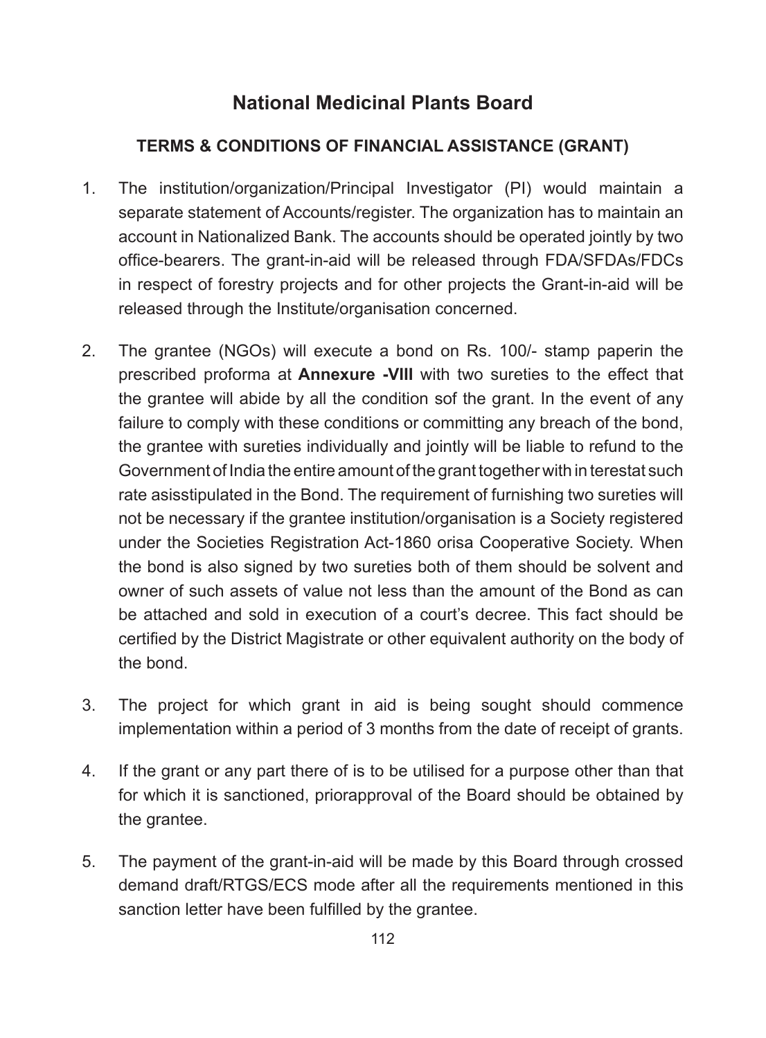# National Medicinal Plants Board

## TERMS & CONDITIONS OF FINANCIAL ASSISTANCE (GRANT)

1. The institution/organization/Principal Investigator (PI) would maintain a separate statement of Accounts/register. The organization has to maintain an account in Nationalized Bank. The accounts should be operated jointly by two office-bearers. The grant-in-aid will be released through FDA/SFDAs/FDCs in respect of forestry projects and for other projects the Grant-in-aid will be released through the Institute/organisation concerned.

2. The grantee (NGOs) will execute a bond on Rs. 100/- stamp paperin the prescribed proforma at **Annexure -VIII** with two sureties to the effect that the grantee will abide by all the condition sof the grant. In the event of any failure to comply with these conditions or committing any breach of the bond, the grantee with sureties individually and jointly will be liable to refund to the Government of India the entire amount of the grant together with in terestat such rate asisstipulated in the Bond. The requirement of furnishing two sureties will not be necessary if the grantee institution/organisation is a Society registered under the Societies Registration Act-1860 orisa Cooperative Society. When the bond is also signed by two sureties both of them should be solvent and owner of such assets of value not less than the amount of the Bond as can be attached and sold in execution of a court's decree. This fact should be certified by the District Magistrate or other equivalent authority on the body of the bond.

3. The project for which grant in aid is being sought should commence implementation within a period of 3 months from the date of receipt of grants.

4. If the grant or any part there of is to be utilised for a purpose other than that for which it is sanctioned, priorapproval of the Board should be obtained by the grantee.

5. The payment of the grant-in-aid will be made by this Board through crossed demand draft/RTGS/ECS mode after all the requirements mentioned in this sanction letter have been fulfilled by the grantee.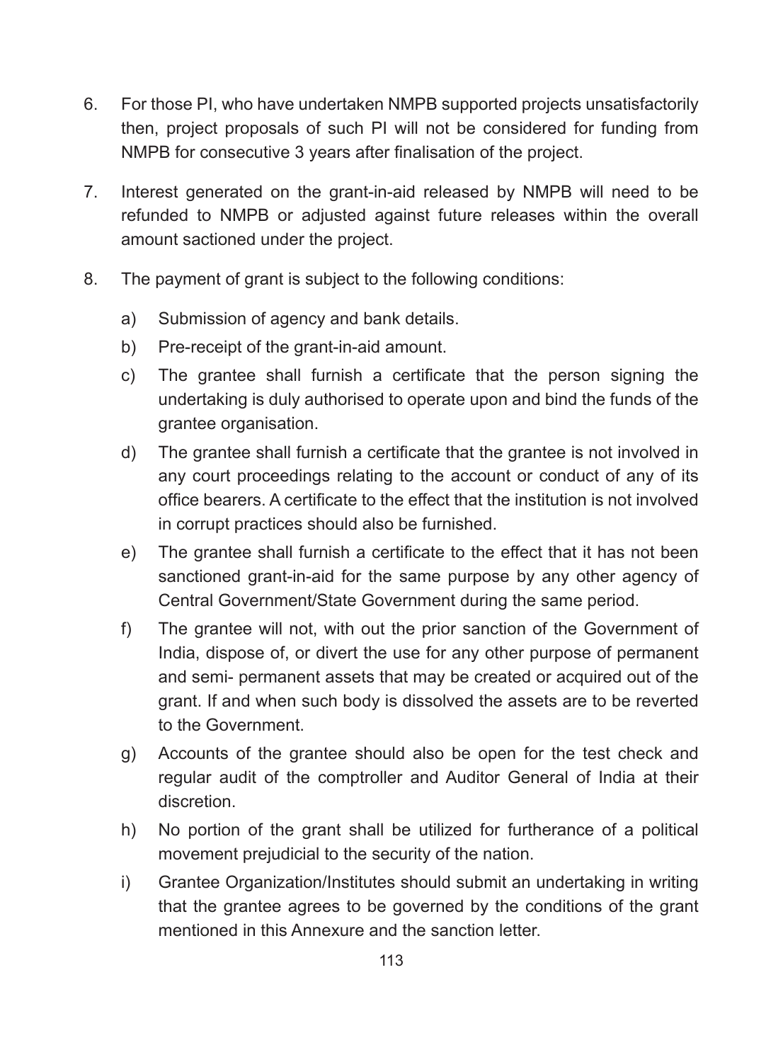6. For those PI, who have undertaken NMPB supported projects unsatisfactorily then, project proposals of such PI will not be considered for funding from NMPB for consecutive 3 years after finalisation of the project.

7. Interest generated on the grant-in-aid released by NMPB will need to be refunded to NMPB or adjusted against future releases within the overall amount sactioned under the project.

8. The payment of grant is subject to the following conditions:

   a) Submission of agency and bank details.

   b) Pre-receipt of the grant-in-aid amount.

   c) The grantee shall furnish a certificate that the person signing the undertaking is duly authorised to operate upon and bind the funds of the grantee organisation.

   d) The grantee shall furnish a certificate that the grantee is not involved in any court proceedings relating to the account or conduct of any of its office bearers. A certificate to the effect that the institution is not involved in corrupt practices should also be furnished.

   e) The grantee shall furnish a certificate to the effect that it has not been sanctioned grant-in-aid for the same purpose by any other agency of Central Government/State Government during the same period.

   f) The grantee will not, with out the prior sanction of the Government of India, dispose of, or divert the use for any other purpose of permanent and semi- permanent assets that may be created or acquired out of the grant. If and when such body is dissolved the assets are to be reverted to the Government.

   g) Accounts of the grantee should also be open for the test check and regular audit of the comptroller and Auditor General of India at their discretion.

   h) No portion of the grant shall be utilized for furtherance of a political movement prejudicial to the security of the nation.

   i) Grantee Organization/Institutes should submit an undertaking in writing that the grantee agrees to be governed by the conditions of the grant mentioned in this Annexure and the sanction letter.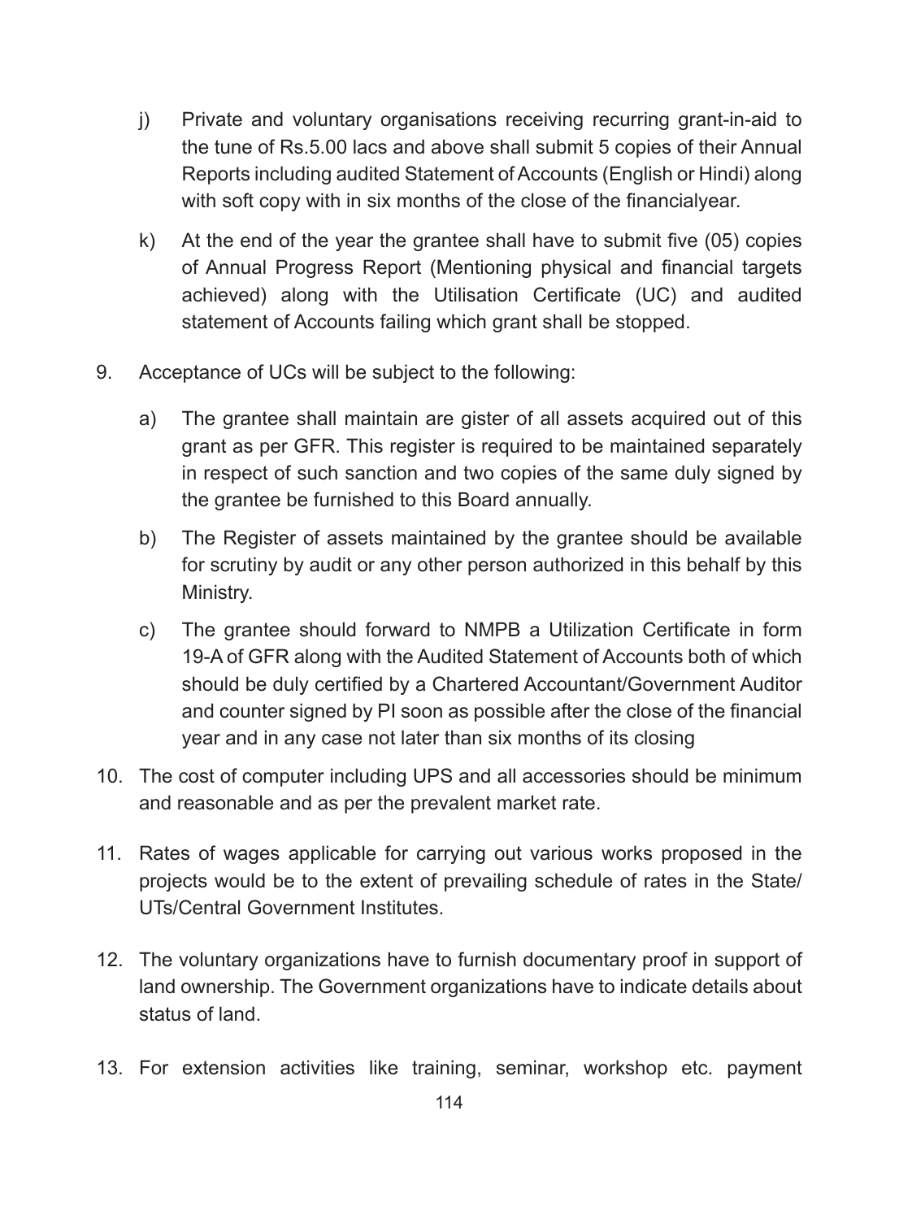j) Private and voluntary organisations receiving recurring grant-in-aid to the tune of Rs.5.00 lacs and above shall submit 5 copies of their Annual Reports including audited Statement of Accounts (English or Hindi) along with soft copy with in six months of the close of the financialyear.

k) At the end of the year the grantee shall have to submit five (05) copies of Annual Progress Report (Mentioning physical and financial targets achieved) along with the Utilisation Certificate (UC) and audited statement of Accounts failing which grant shall be stopped.

9. Acceptance of UCs will be subject to the following:

   a) The grantee shall maintain are gister of all assets acquired out of this grant as per GFR. This register is required to be maintained separately in respect of such sanction and two copies of the same duly signed by the grantee be furnished to this Board annually.

   b) The Register of assets maintained by the grantee should be available for scrutiny by audit or any other person authorized in this behalf by this Ministry.

   c) The grantee should forward to NMPB a Utilization Certificate in form 19-A of GFR along with the Audited Statement of Accounts both of which should be duly certified by a Chartered Accountant/Government Auditor and counter signed by PI soon as possible after the close of the financial year and in any case not later than six months of its closing

10. The cost of computer including UPS and all accessories should be minimum and reasonable and as per the prevalent market rate.

11. Rates of wages applicable for carrying out various works proposed in the projects would be to the extent of prevailing schedule of rates in the State/ UTs/Central Government Institutes.

12. The voluntary organizations have to furnish documentary proof in support of land ownership. The Government organizations have to indicate details about status of land.

13. For extension activities like training, seminar, workshop etc. payment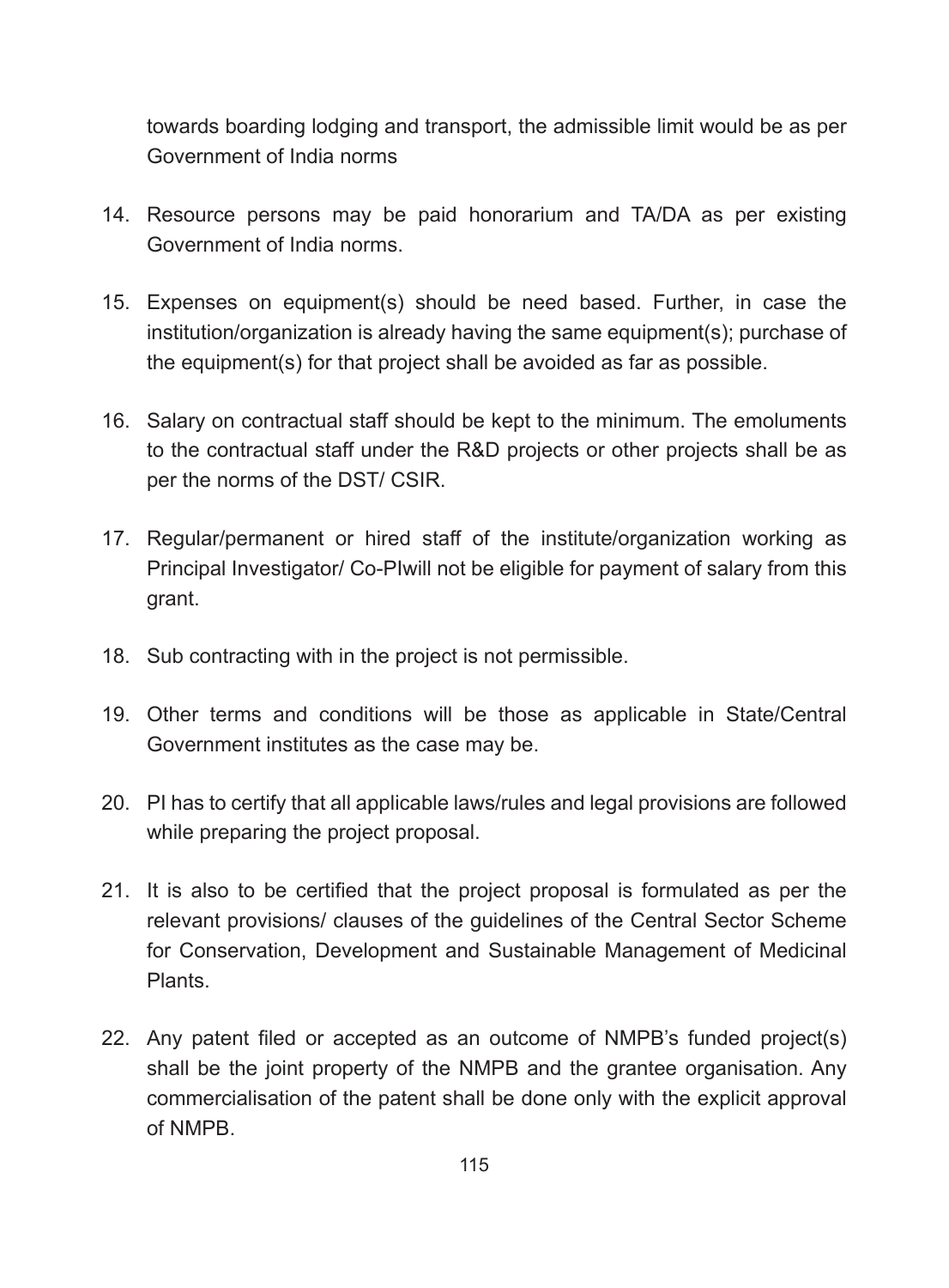towards boarding lodging and transport, the admissible limit would be as per Government of India norms

14. Resource persons may be paid honorarium and TA/DA as per existing Government of India norms.

15. Expenses on equipment(s) should be need based. Further, in case the institution/organization is already having the same equipment(s); purchase of the equipment(s) for that project shall be avoided as far as possible.

16. Salary on contractual staff should be kept to the minimum. The emoluments to the contractual staff under the R&D projects or other projects shall be as per the norms of the DST/ CSIR.

17. Regular/permanent or hired staff of the institute/organization working as Principal Investigator/ Co-PIwill not be eligible for payment of salary from this grant.

18. Sub contracting with in the project is not permissible.

19. Other terms and conditions will be those as applicable in State/Central Government institutes as the case may be.

20. PI has to certify that all applicable laws/rules and legal provisions are followed while preparing the project proposal.

21. It is also to be certified that the project proposal is formulated as per the relevant provisions/ clauses of the guidelines of the Central Sector Scheme for Conservation, Development and Sustainable Management of Medicinal Plants.

22. Any patent filed or accepted as an outcome of NMPB's funded project(s) shall be the joint property of the NMPB and the grantee organisation. Any commercialisation of the patent shall be done only with the explicit approval of NMPB.